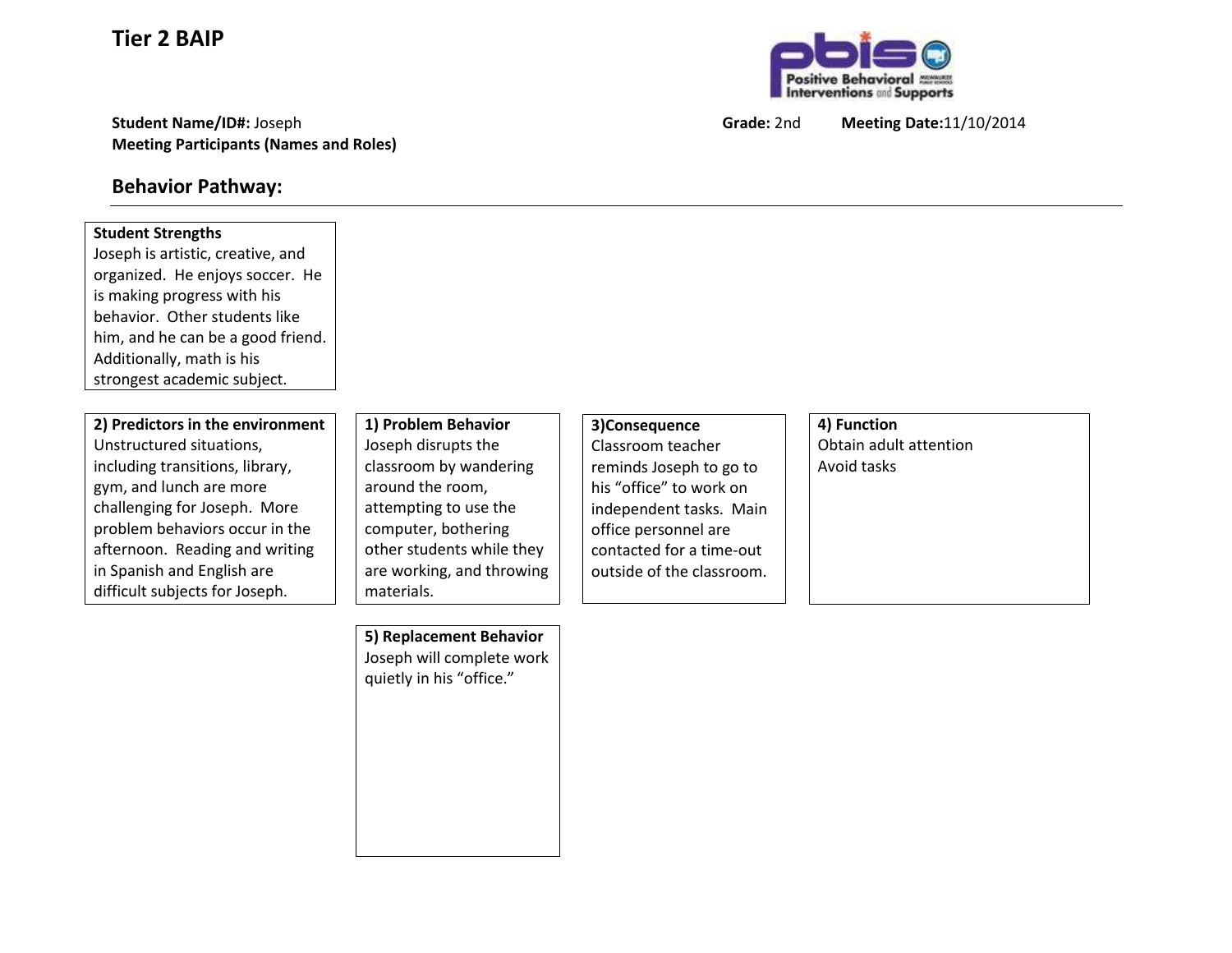# Tier 2 BAIP

**Student Name/ID#:** Joseph **Grade:** 2nd **Meeting Date:** 11/10/2014

**Meeting Participants (Names and Roles)**

## Behavior Pathway:

**Student Strengths**
Joseph is artistic, creative, and organized. He enjoys soccer. He is making progress with his behavior. Other students like him, and he can be a good friend. Additionally, math is his strongest academic subject.

| 2) Predictors in the environment | 1) Problem Behavior | 3) Consequence | 4) Function |
|---|---|---|---|
| Unstructured situations, including transitions, library, gym, and lunch are more challenging for Joseph. More problem behaviors occur in the afternoon. Reading and writing in Spanish and English are difficult subjects for Joseph. | Joseph disrupts the classroom by wandering around the room, attempting to use the computer, bothering other students while they are working, and throwing materials. | Classroom teacher reminds Joseph to go to his "office" to work on independent tasks. Main office personnel are contacted for a time-out outside of the classroom. | Obtain adult attention<br>Avoid tasks |

**5) Replacement Behavior**
Joseph will complete work quietly in his "office."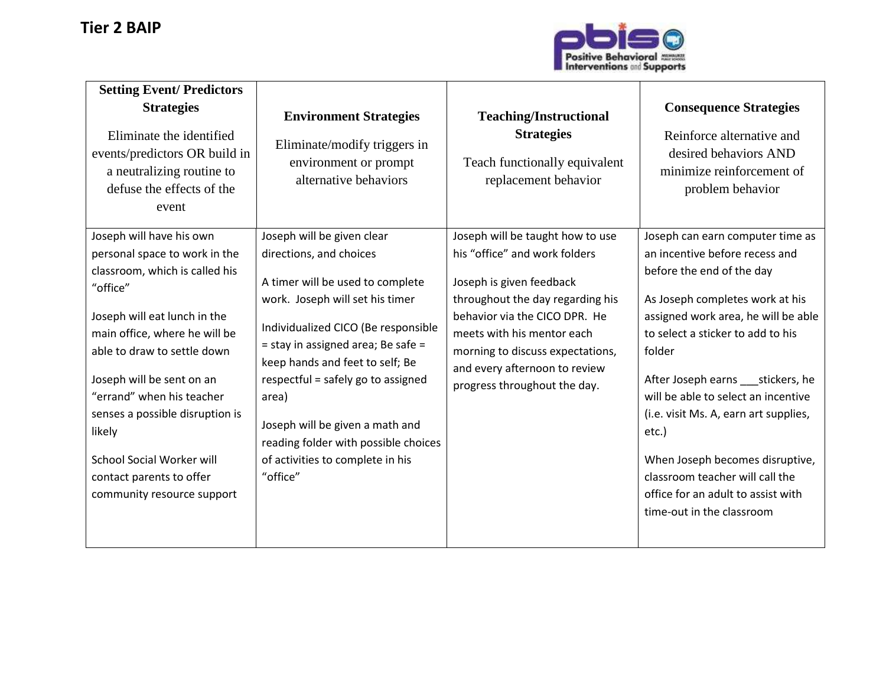# Tier 2 BAIP

| **Setting Event/ Predictors Strategies**<br><br>Eliminate the identified events/predictors OR build in a neutralizing routine to defuse the effects of the event | **Environment Strategies**<br><br>Eliminate/modify triggers in environment or prompt alternative behaviors | **Teaching/Instructional Strategies**<br><br>Teach functionally equivalent replacement behavior | **Consequence Strategies**<br><br>Reinforce alternative and desired behaviors AND minimize reinforcement of problem behavior |
|---|---|---|---|
| Joseph will have his own personal space to work in the classroom, which is called his "office"<br><br>Joseph will eat lunch in the main office, where he will be able to draw to settle down<br><br>Joseph will be sent on an "errand" when his teacher senses a possible disruption is likely<br><br>School Social Worker will contact parents to offer community resource support | Joseph will be given clear directions, and choices<br><br>A timer will be used to complete work. Joseph will set his timer<br><br>Individualized CICO (Be responsible = stay in assigned area; Be safe = keep hands and feet to self; Be respectful = safely go to assigned area)<br><br>Joseph will be given a math and reading folder with possible choices of activities to complete in his "office" | Joseph will be taught how to use his "office" and work folders<br><br>Joseph is given feedback throughout the day regarding his behavior via the CICO DPR. He meets with his mentor each morning to discuss expectations, and every afternoon to review progress throughout the day. | Joseph can earn computer time as an incentive before recess and before the end of the day<br><br>As Joseph completes work at his assigned work area, he will be able to select a sticker to add to his folder<br><br>After Joseph earns ___stickers, he will be able to select an incentive (i.e. visit Ms. A, earn art supplies, etc.)<br><br>When Joseph becomes disruptive, classroom teacher will call the office for an adult to assist with time-out in the classroom |